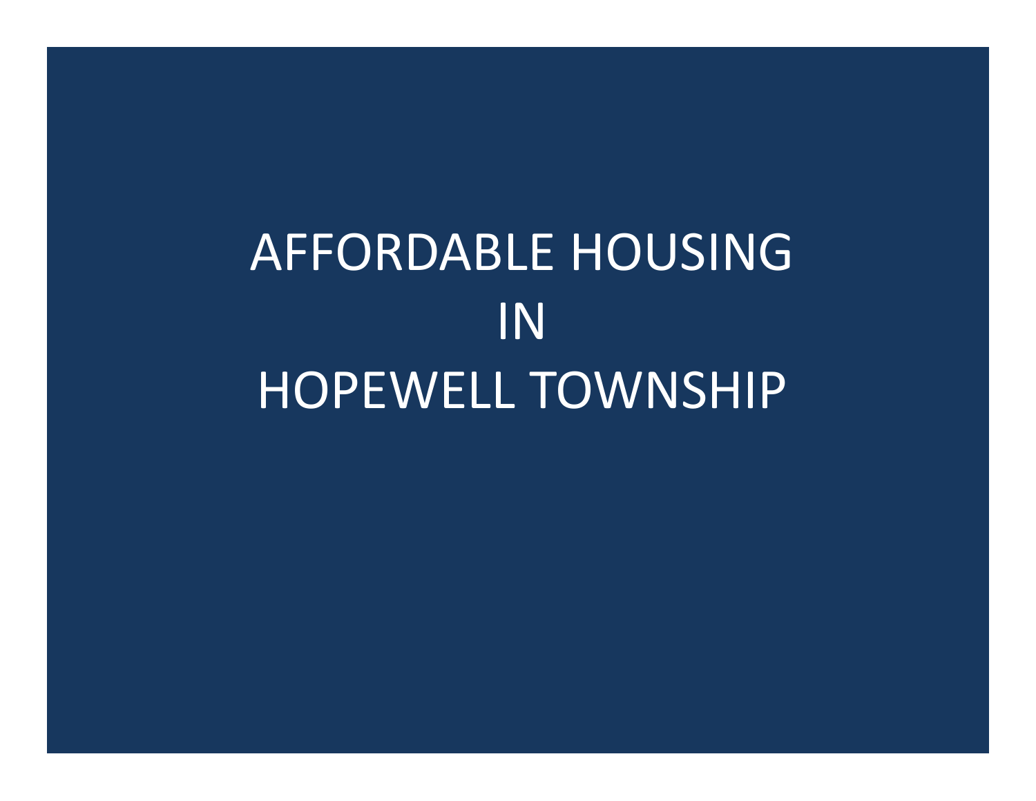# AFFORDABLE HOUSING
# IN
# HOPEWELL TOWNSHIP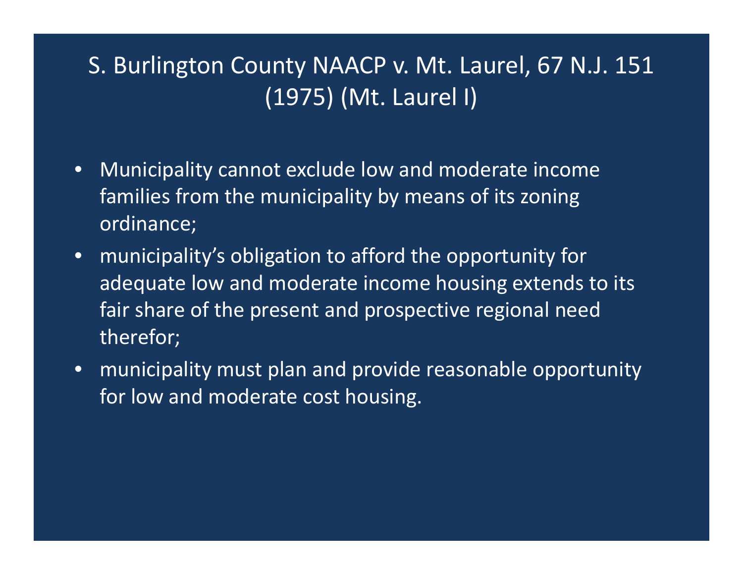# S. Burlington County NAACP v. Mt. Laurel, 67 N.J. 151 (1975) (Mt. Laurel I)

- Municipality cannot exclude low and moderate income families from the municipality by means of its zoning ordinance;
- municipality's obligation to afford the opportunity for adequate low and moderate income housing extends to its fair share of the present and prospective regional need therefor;
- municipality must plan and provide reasonable opportunity for low and moderate cost housing.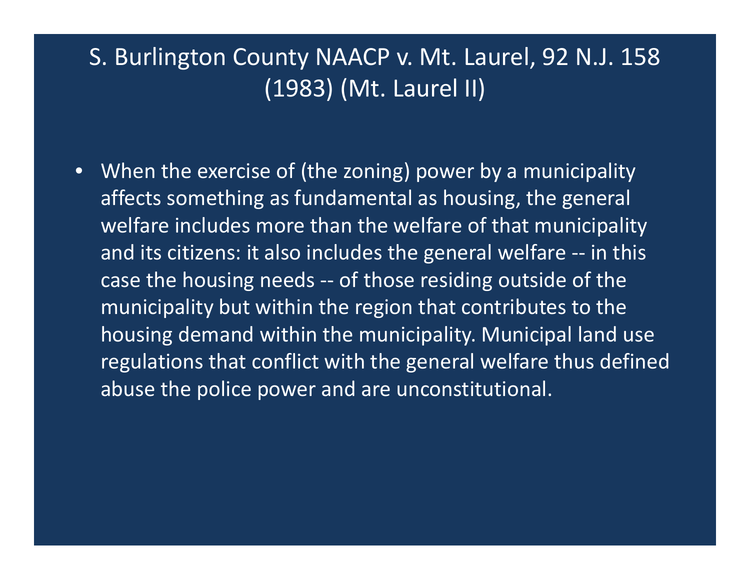# S. Burlington County NAACP v. Mt. Laurel, 92 N.J. 158 (1983) (Mt. Laurel II)

- When the exercise of (the zoning) power by a municipality affects something as fundamental as housing, the general welfare includes more than the welfare of that municipality and its citizens: it also includes the general welfare -- in this case the housing needs -- of those residing outside of the municipality but within the region that contributes to the housing demand within the municipality. Municipal land use regulations that conflict with the general welfare thus defined abuse the police power and are unconstitutional.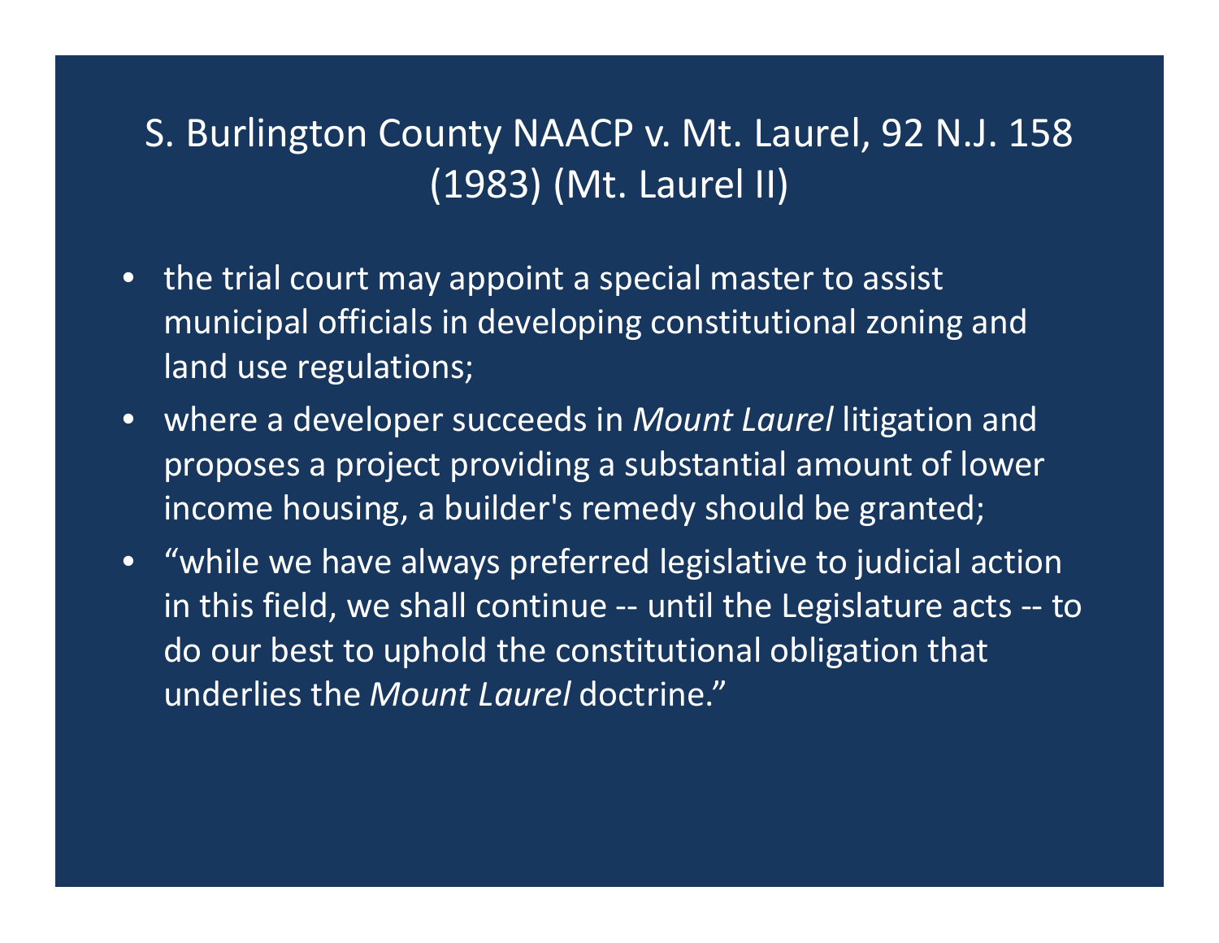# S. Burlington County NAACP v. Mt. Laurel, 92 N.J. 158 (1983) (Mt. Laurel II)

- the trial court may appoint a special master to assist municipal officials in developing constitutional zoning and land use regulations;
- where a developer succeeds in *Mount Laurel* litigation and proposes a project providing a substantial amount of lower income housing, a builder's remedy should be granted;
- "while we have always preferred legislative to judicial action in this field, we shall continue -- until the Legislature acts -- to do our best to uphold the constitutional obligation that underlies the *Mount Laurel* doctrine."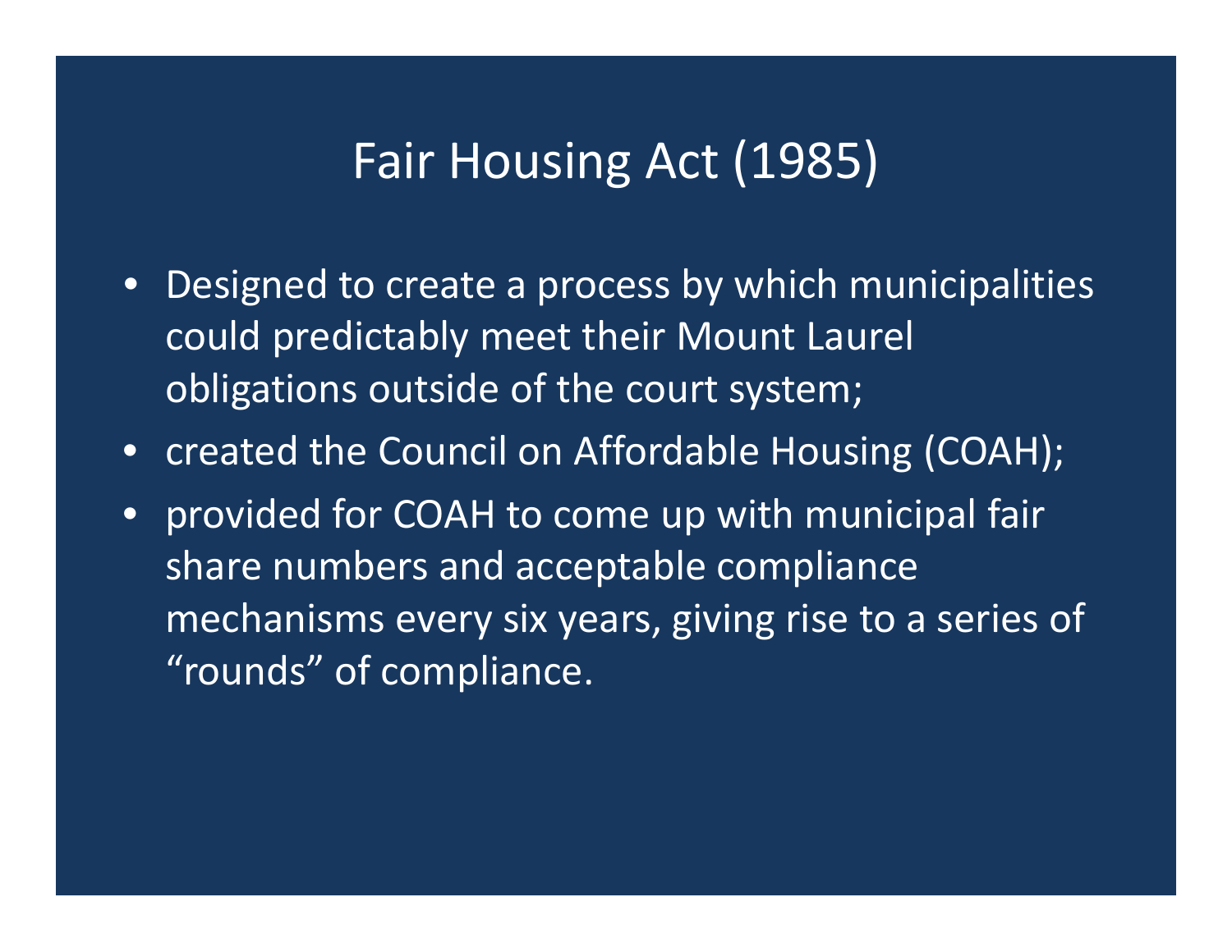# Fair Housing Act (1985)

- Designed to create a process by which municipalities could predictably meet their Mount Laurel obligations outside of the court system;
- created the Council on Affordable Housing (COAH);
- provided for COAH to come up with municipal fair share numbers and acceptable compliance mechanisms every six years, giving rise to a series of "rounds" of compliance.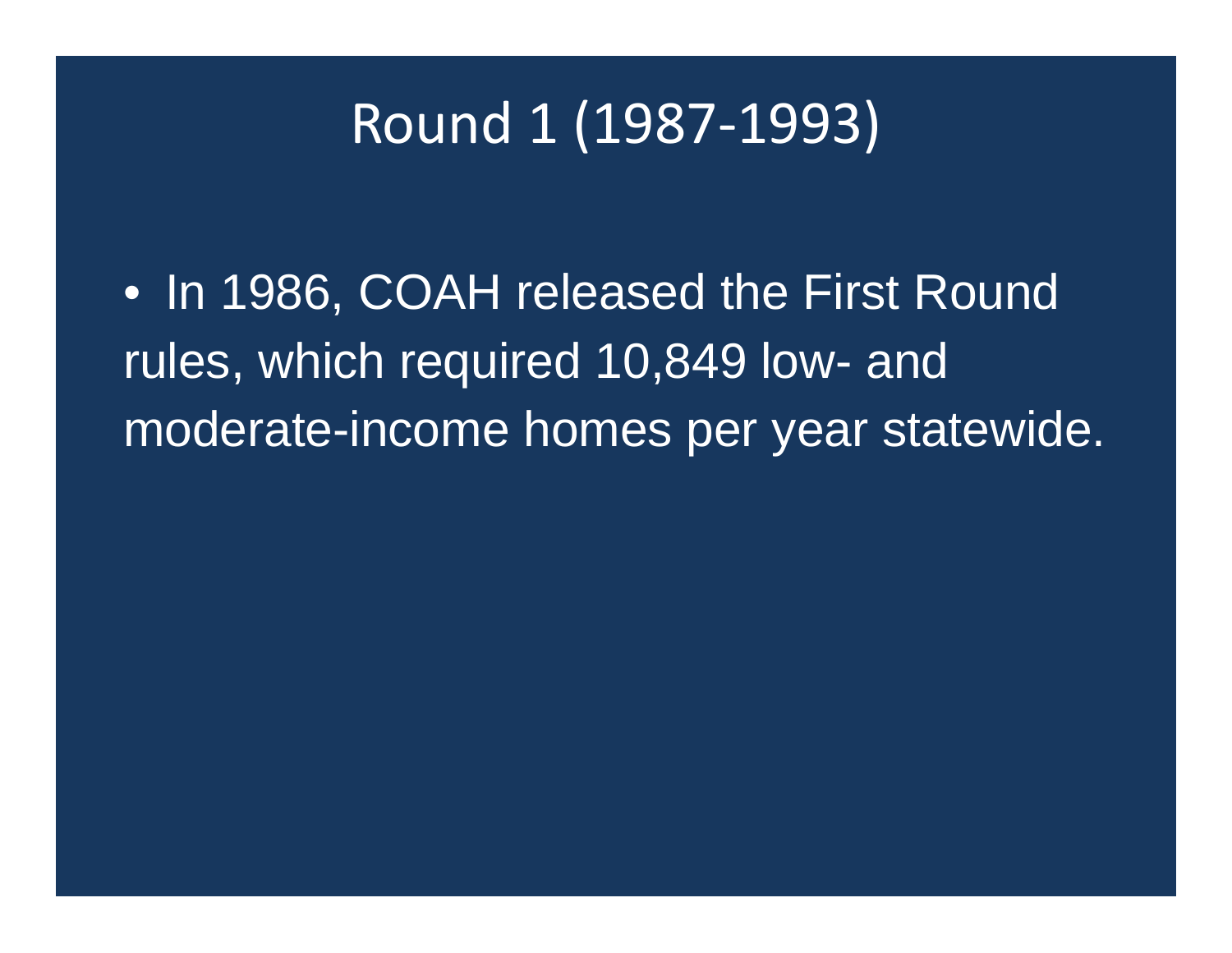# Round 1 (1987-1993)

- In 1986, COAH released the First Round rules, which required 10,849 low- and moderate-income homes per year statewide.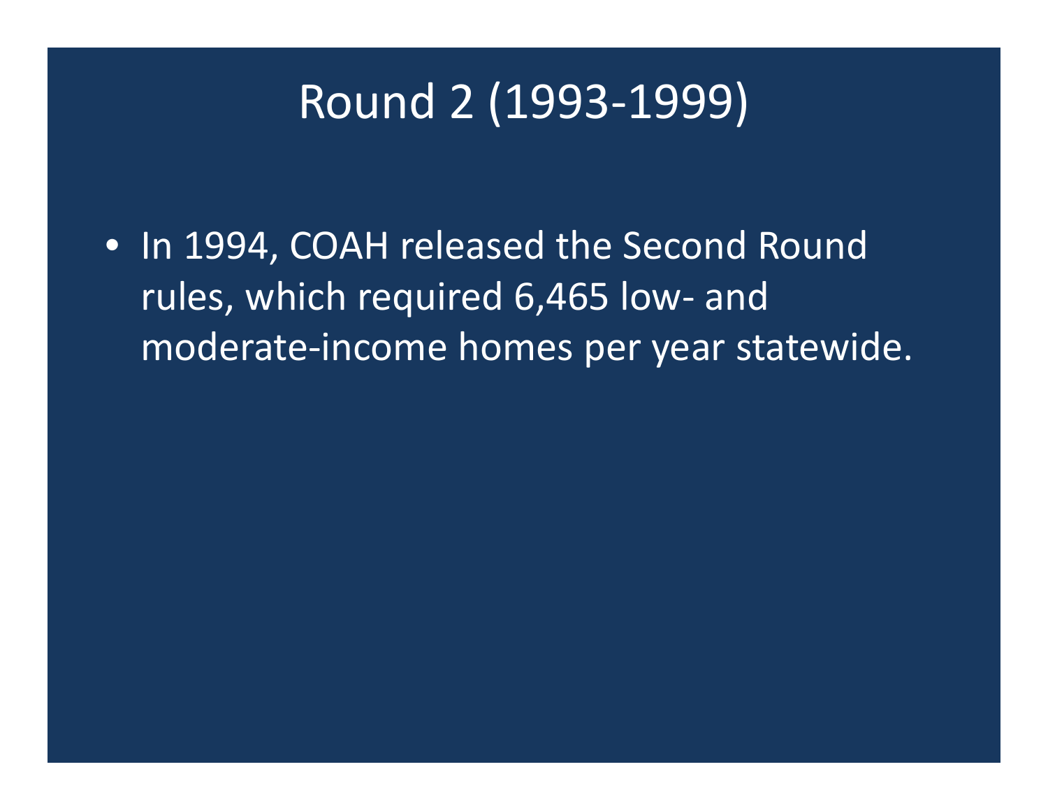# Round 2 (1993-1999)

- In 1994, COAH released the Second Round rules, which required 6,465 low- and moderate-income homes per year statewide.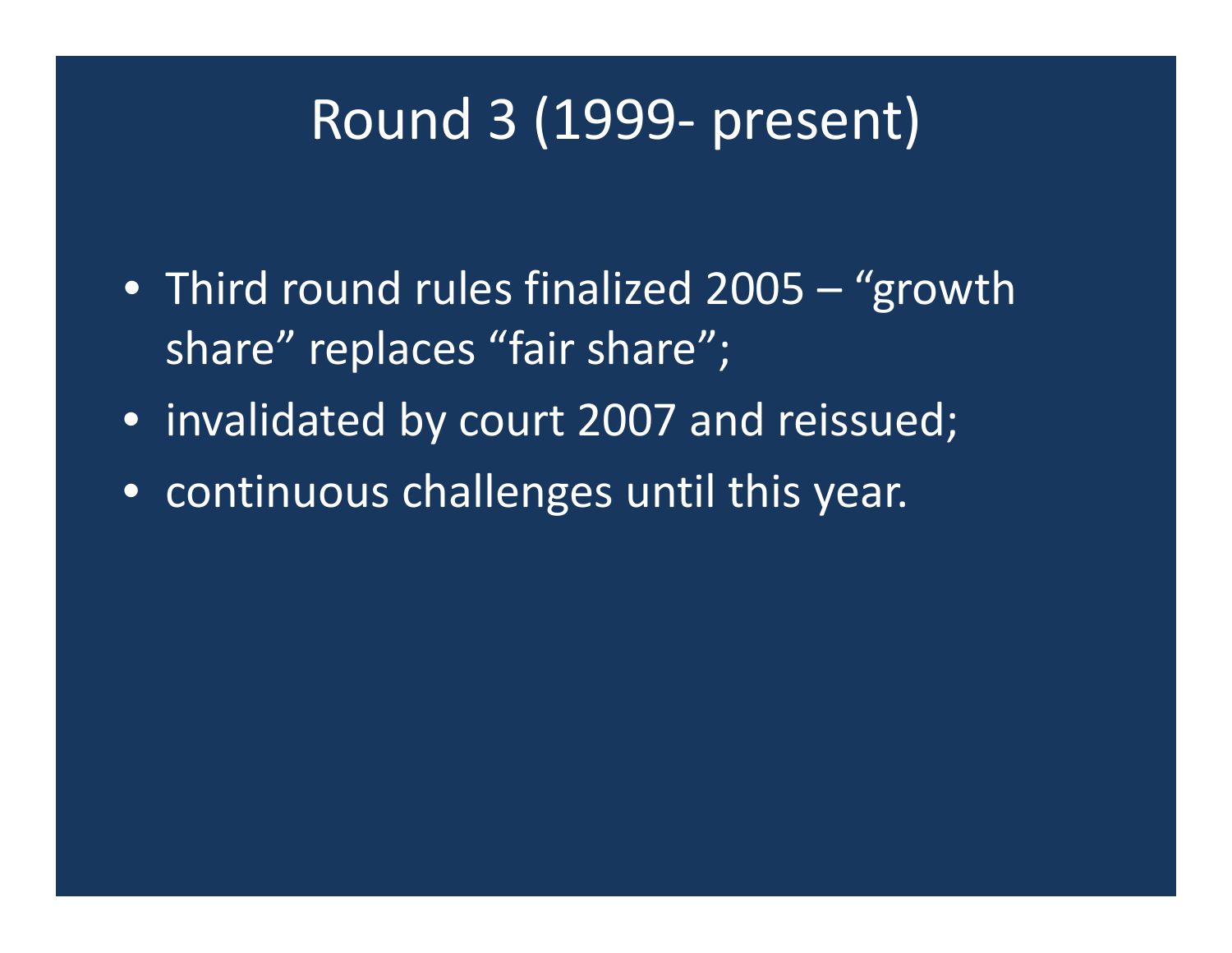# Round 3 (1999- present)

- Third round rules finalized 2005 – “growth share” replaces “fair share”;
- invalidated by court 2007 and reissued;
- continuous challenges until this year.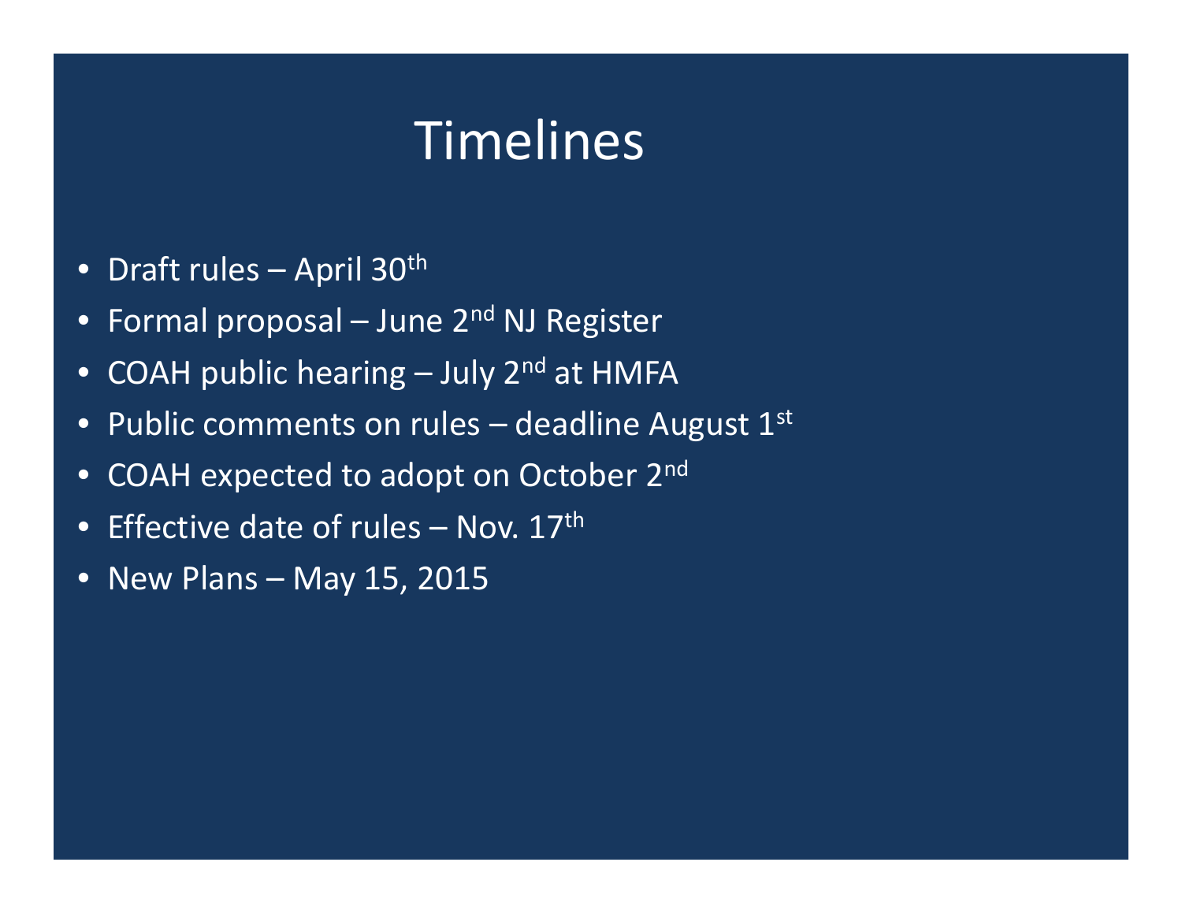# Timelines

- Draft rules – April 30th
- Formal proposal – June 2nd NJ Register
- COAH public hearing – July 2nd at HMFA
- Public comments on rules – deadline August 1st
- COAH expected to adopt on October 2nd
- Effective date of rules – Nov. 17th
- New Plans – May 15, 2015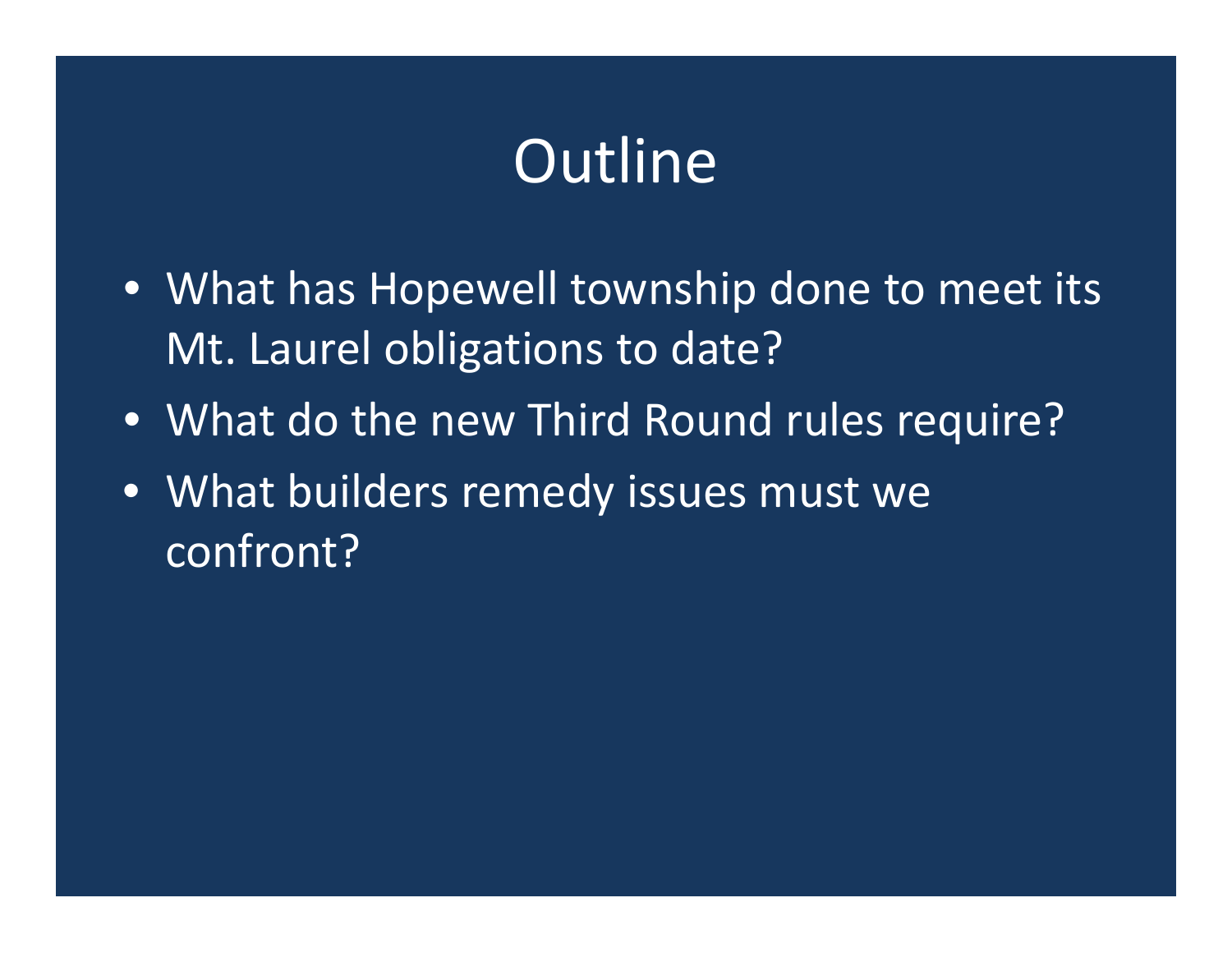# Outline

- What has Hopewell township done to meet its Mt. Laurel obligations to date?
- What do the new Third Round rules require?
- What builders remedy issues must we confront?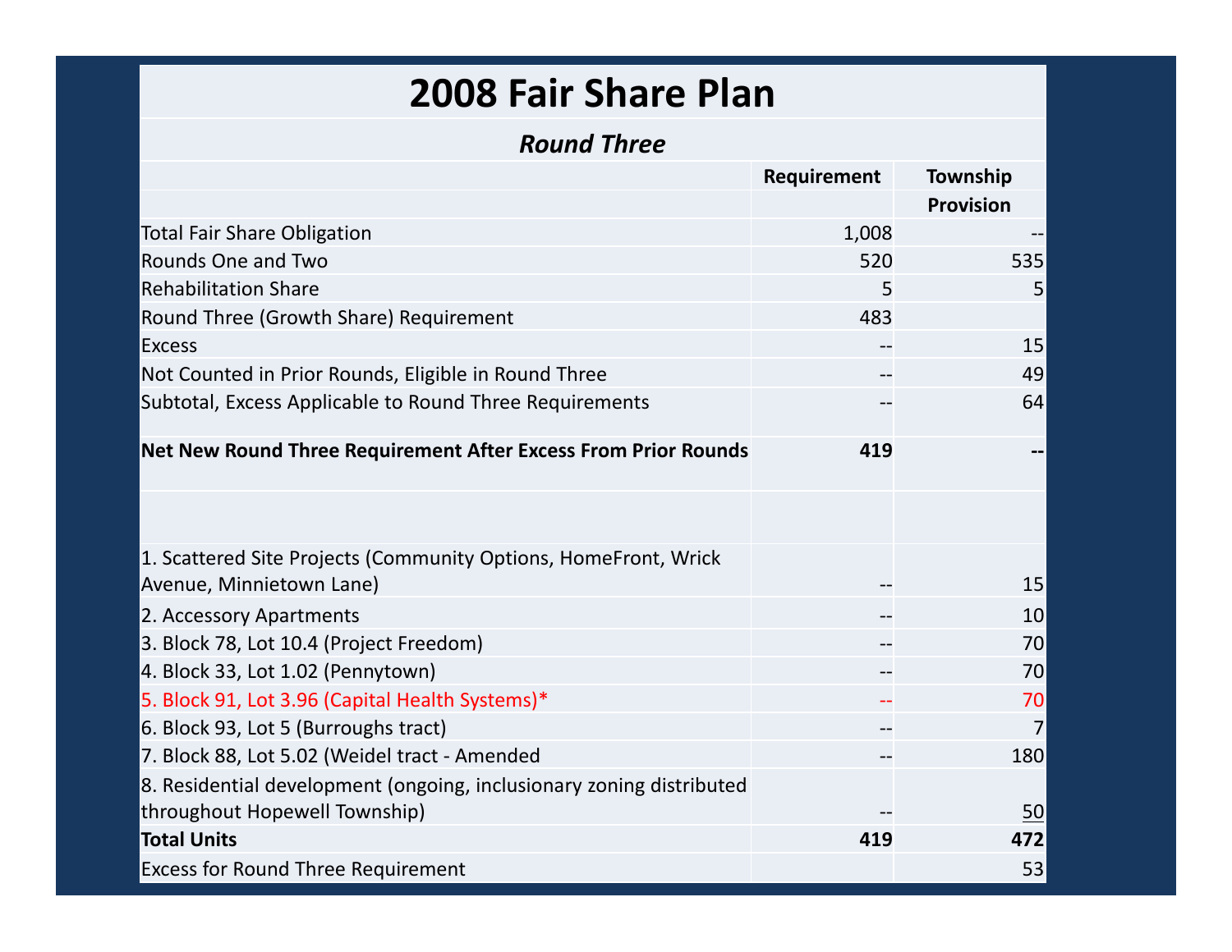# 2008 Fair Share Plan

## *Round Three*

| | Requirement | Township Provision |
|---|---|---|
| Total Fair Share Obligation | 1,008 | -- |
| Rounds One and Two | 520 | 535 |
| Rehabilitation Share | 5 | 5 |
| Round Three (Growth Share) Requirement | 483 | |
| Excess | -- | 15 |
| Not Counted in Prior Rounds, Eligible in Round Three | -- | 49 |
| Subtotal, Excess Applicable to Round Three Requirements | -- | 64 |
| **Net New Round Three Requirement After Excess From Prior Rounds** | **419** | **--** |
| | | |
| 1. Scattered Site Projects (Community Options, HomeFront, Wrick Avenue, Minnietown Lane) | -- | 15 |
| 2. Accessory Apartments | -- | 10 |
| 3. Block 78, Lot 10.4 (Project Freedom) | -- | 70 |
| 4. Block 33, Lot 1.02 (Pennytown) | -- | 70 |
| 5. Block 91, Lot 3.96 (Capital Health Systems)* | -- | 70 |
| 6. Block 93, Lot 5 (Burroughs tract) | -- | 7 |
| 7. Block 88, Lot 5.02 (Weidel tract - Amended | -- | 180 |
| 8. Residential development (ongoing, inclusionary zoning distributed throughout Hopewell Township) | -- | 50 |
| **Total Units** | **419** | **472** |
| Excess for Round Three Requirement | | 53 |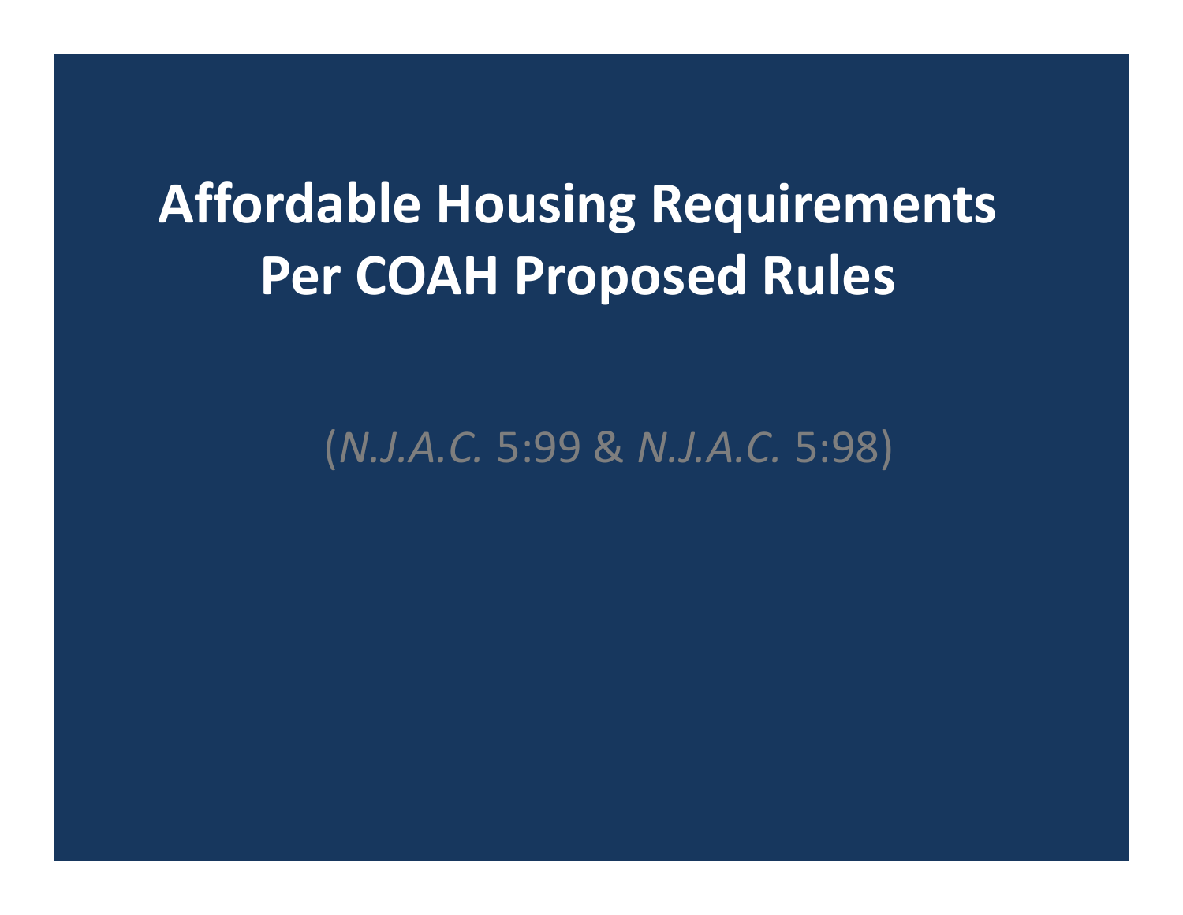# Affordable Housing Requirements Per COAH Proposed Rules

(*N.J.A.C.* 5:99 & *N.J.A.C.* 5:98)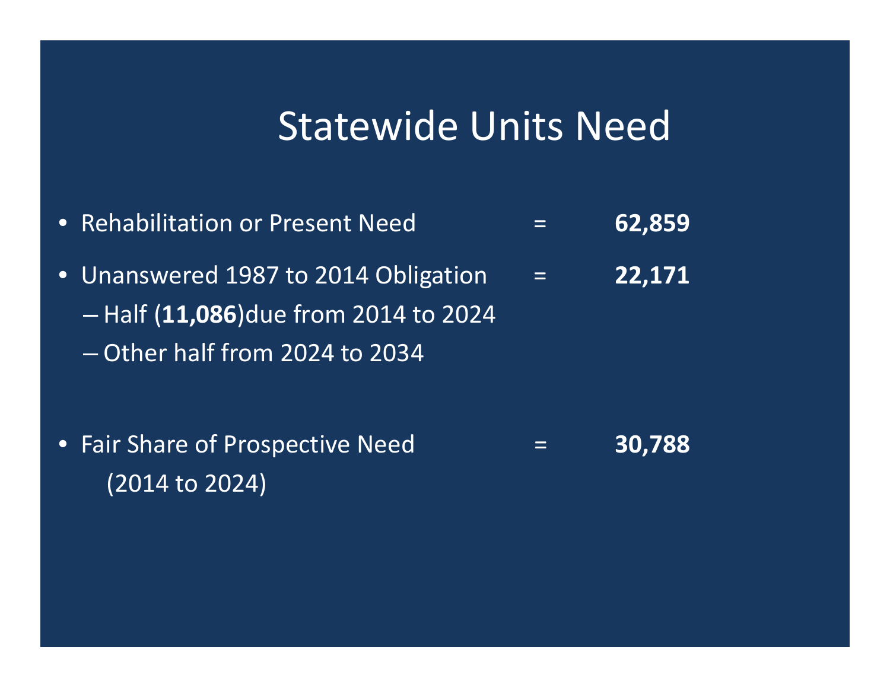# Statewide Units Need

- Rehabilitation or Present Need = **62,859**
- Unanswered 1987 to 2014 Obligation = **22,171**
  - Half (**11,086**)due from 2014 to 2024
  - Other half from 2024 to 2034
- Fair Share of Prospective Need (2014 to 2024) = **30,788**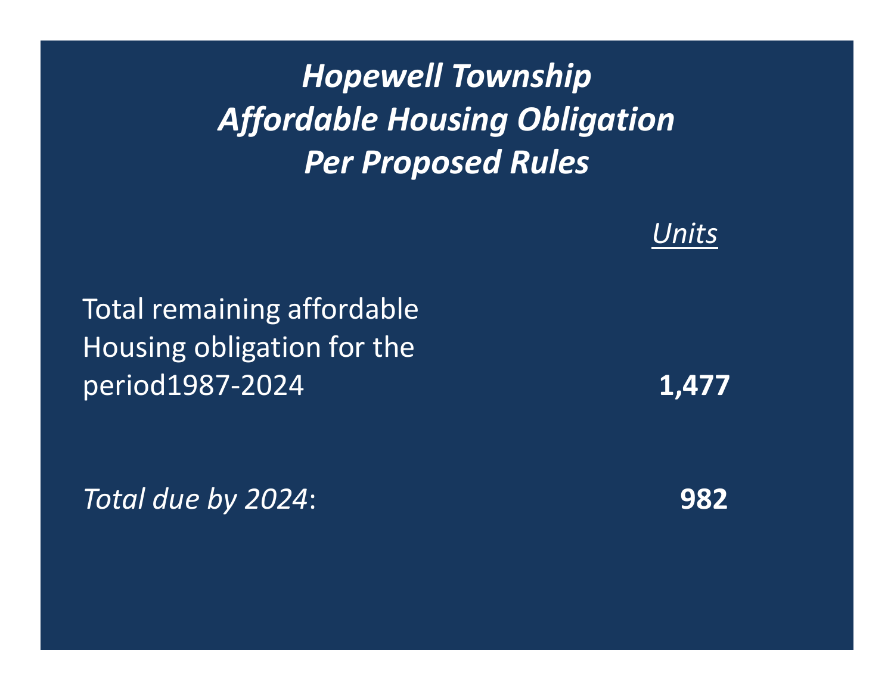# *Hopewell Township Affordable Housing Obligation Per Proposed Rules*

| | *Units* |
|---|---|
| Total remaining affordable Housing obligation for the period1987-2024 | **1,477** |
| *Total due by 2024*: | **982** |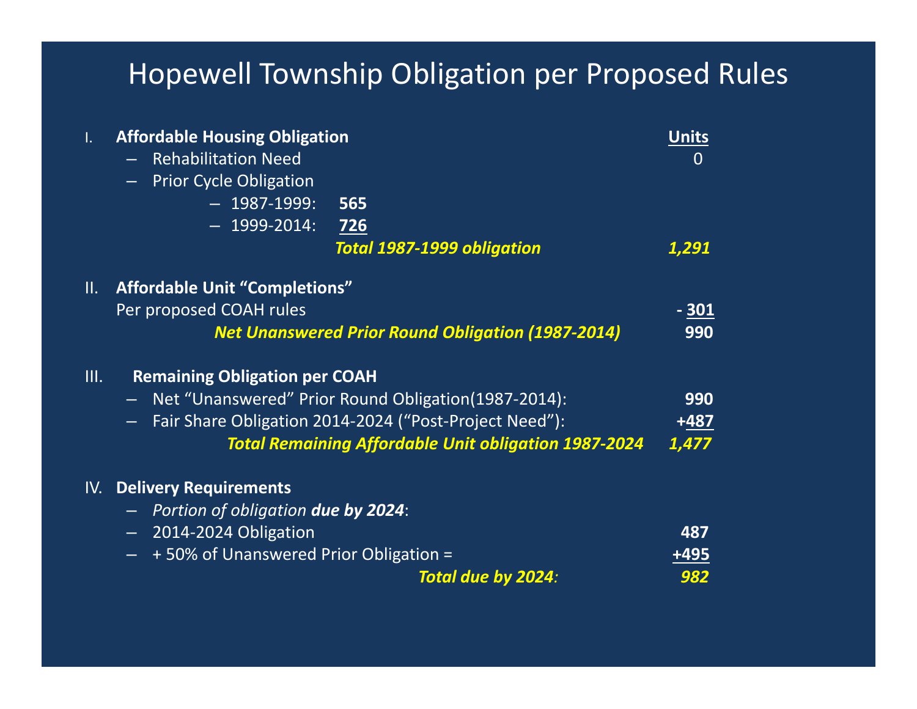# Hopewell Township Obligation per Proposed Rules

I. **Affordable Housing Obligation** — <u>Units</u>

- Rehabilitation Need — 0
- Prior Cycle Obligation
  - 1987-1999: **565**
  - 1999-2014: **<u>726</u>**

***Total 1987-1999 obligation*** — ***1,291***

II. **Affordable Unit “Completions”**

Per proposed COAH rules — **- <u>301</u>**

***Net Unanswered Prior Round Obligation (1987-2014)*** — **990**

III. **Remaining Obligation per COAH**

- Net “Unanswered” Prior Round Obligation(1987-2014): — **990**
- Fair Share Obligation 2014-2024 (“Post-Project Need”): — **+<u>487</u>**

***Total Remaining Affordable Unit obligation 1987-2024*** — ***1,477***

IV. **Delivery Requirements**

- *Portion of obligation* ***due by 2024***:
- 2014-2024 Obligation — **487**
- + 50% of Unanswered Prior Obligation = — **<u>+495</u>**

***Total due by 2024:*** — ***982***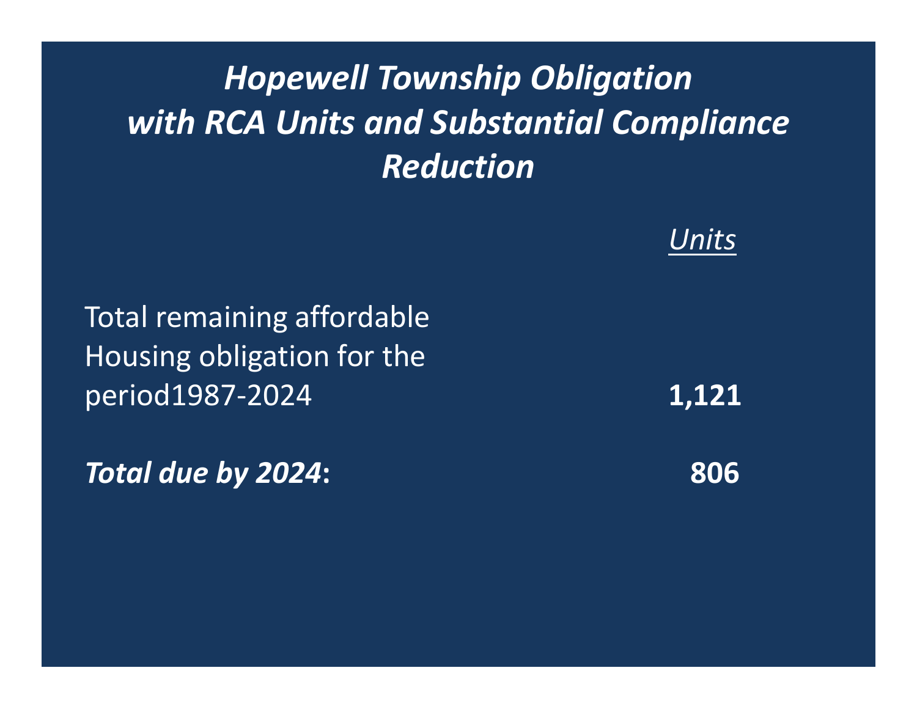# *Hopewell Township Obligation with RCA Units and Substantial Compliance Reduction*

| | <u>*Units*</u> |
|---|---|
| Total remaining affordable Housing obligation for the period1987-2024 | **1,121** |
| ***Total due by 2024*:** | **806** |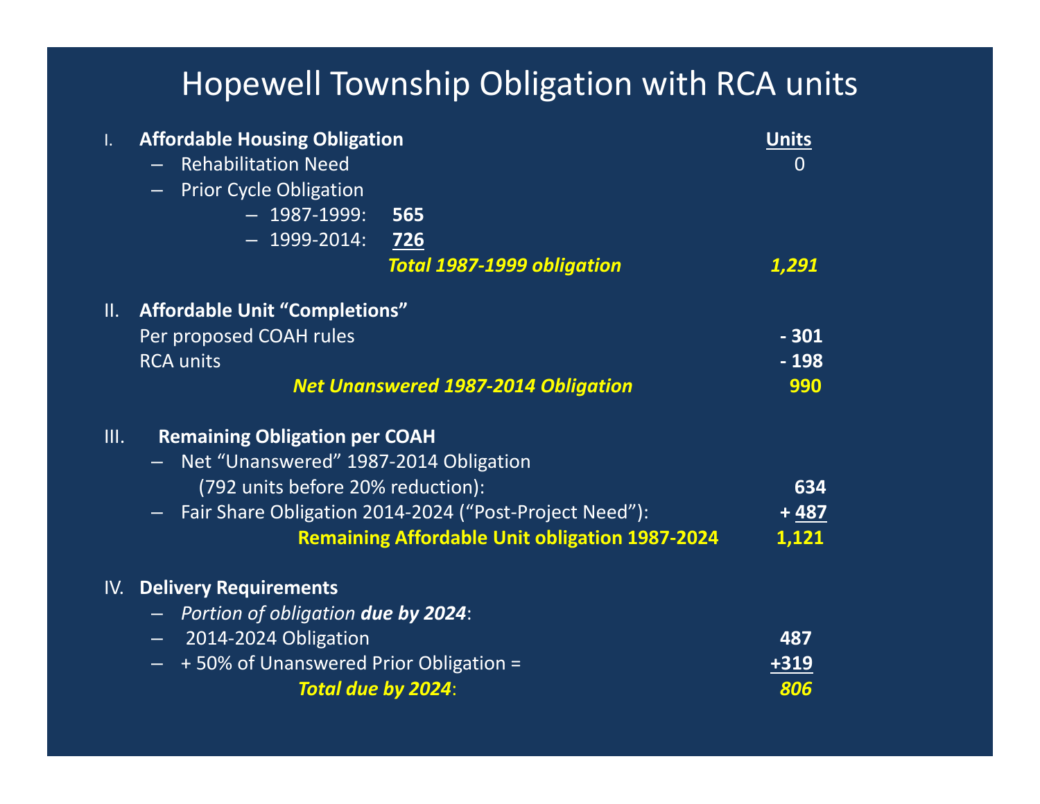# Hopewell Township Obligation with RCA units

I. **Affordable Housing Obligation** — **Units**

- Rehabilitation Need — 0
- Prior Cycle Obligation
  - 1987-1999: **565**
  - 1999-2014: **726**

***Total 1987-1999 obligation*** — ***1,291***

II. **Affordable Unit "Completions"**

Per proposed COAH rules — **- 301**

RCA units — **- 198**

***Net Unanswered 1987-2014 Obligation*** — **990**

III. **Remaining Obligation per COAH**

- Net "Unanswered" 1987-2014 Obligation (792 units before 20% reduction): **634**
- Fair Share Obligation 2014-2024 ("Post-Project Need"): **+ 487**

**Remaining Affordable Unit obligation 1987-2024** — **1,121**

IV. **Delivery Requirements**

- *Portion of obligation* ***due by 2024***:
- 2014-2024 Obligation — **487**
- + 50% of Unanswered Prior Obligation = **+319**

***Total due by 2024***: ***806***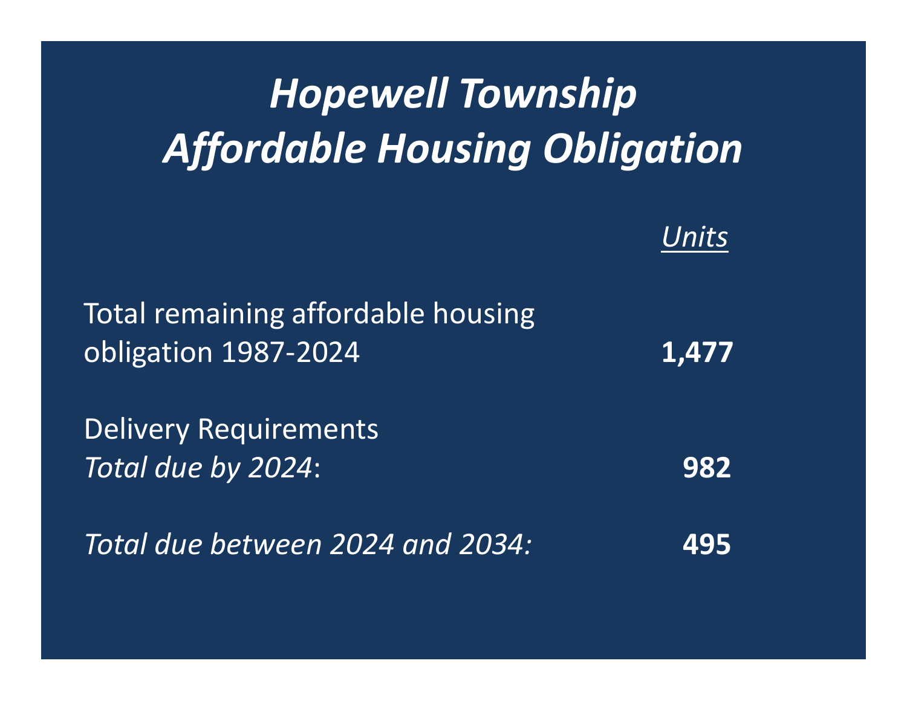# *Hopewell Township Affordable Housing Obligation*

| | *Units* |
|---|---|
| Total remaining affordable housing obligation 1987-2024 | **1,477** |
| Delivery Requirements<br>*Total due by 2024*: | **982** |
| *Total due between 2024 and 2034:* | **495** |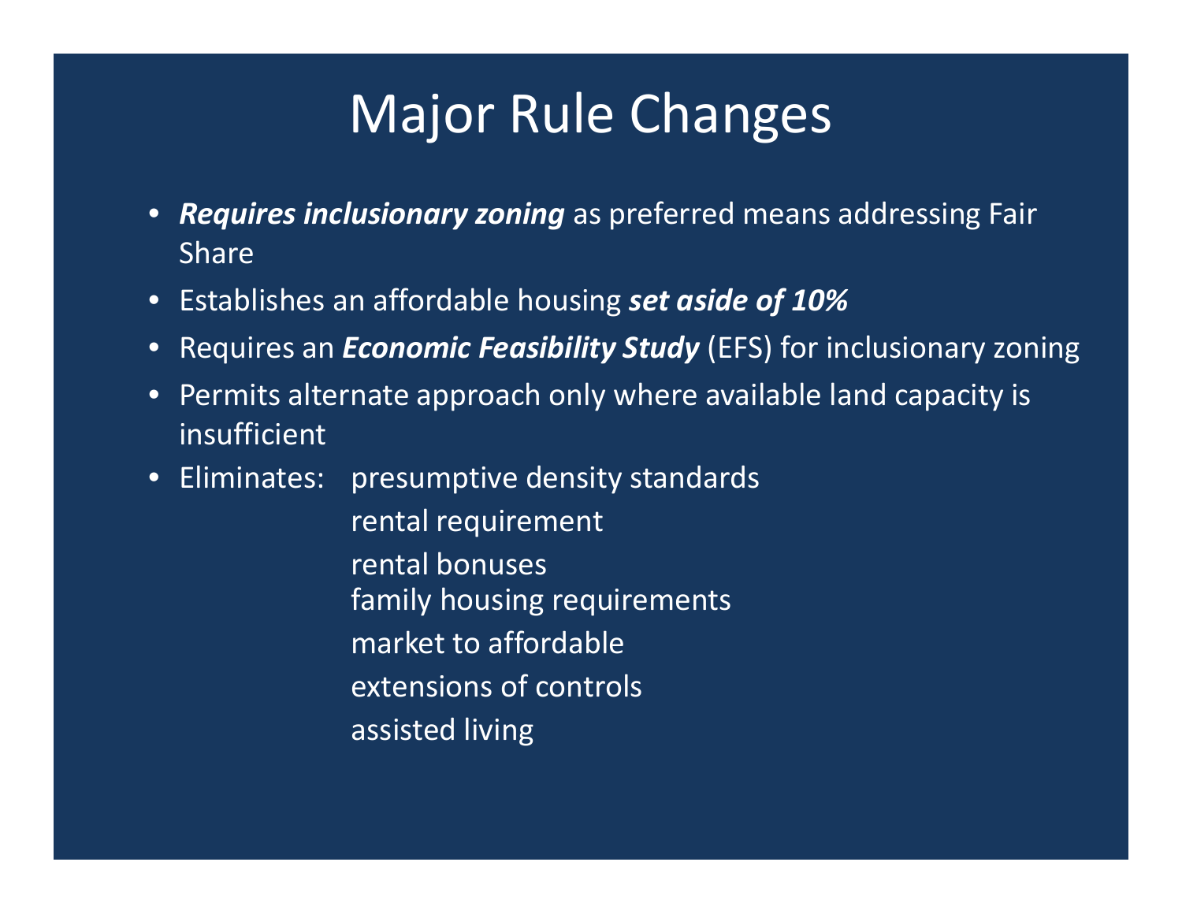# Major Rule Changes

- ***Requires inclusionary zoning*** as preferred means addressing Fair Share
- Establishes an affordable housing ***set aside of 10%***
- Requires an ***Economic Feasibility Study*** (EFS) for inclusionary zoning
- Permits alternate approach only where available land capacity is insufficient
- Eliminates:
  - presumptive density standards
  - rental requirement
  - rental bonuses
  - family housing requirements
  - market to affordable
  - extensions of controls
  - assisted living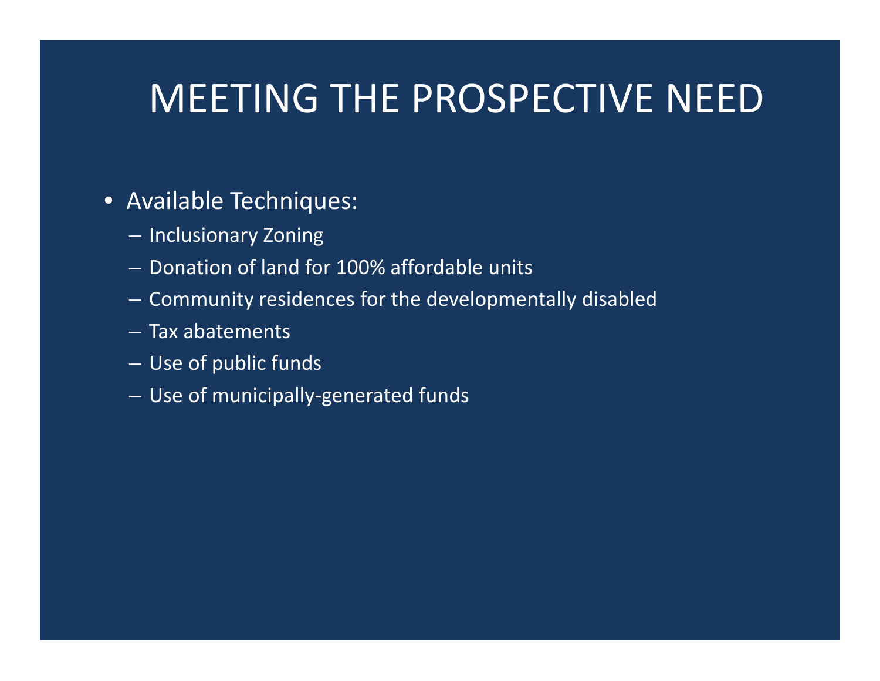# MEETING THE PROSPECTIVE NEED

- Available Techniques:
  - Inclusionary Zoning
  - Donation of land for 100% affordable units
  - Community residences for the developmentally disabled
  - Tax abatements
  - Use of public funds
  - Use of municipally-generated funds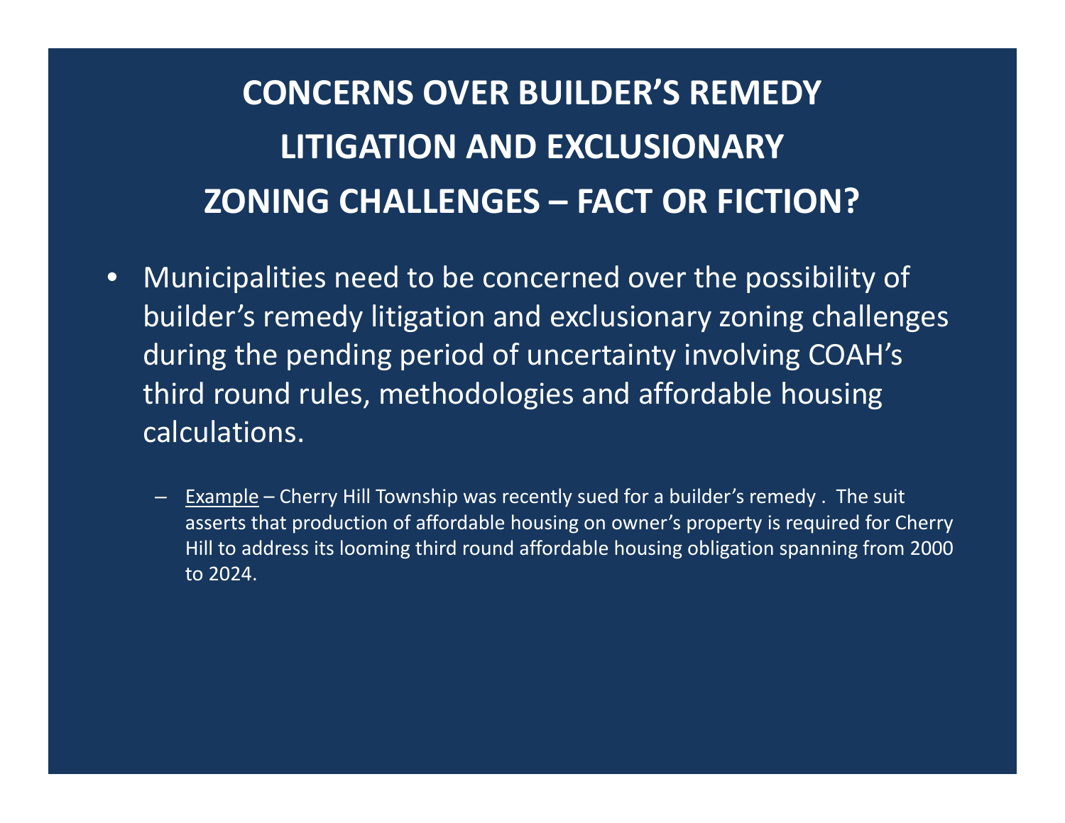# CONCERNS OVER BUILDER'S REMEDY LITIGATION AND EXCLUSIONARY ZONING CHALLENGES – FACT OR FICTION?

- Municipalities need to be concerned over the possibility of builder's remedy litigation and exclusionary zoning challenges during the pending period of uncertainty involving COAH's third round rules, methodologies and affordable housing calculations.
  - Example – Cherry Hill Township was recently sued for a builder's remedy . The suit asserts that production of affordable housing on owner's property is required for Cherry Hill to address its looming third round affordable housing obligation spanning from 2000 to 2024.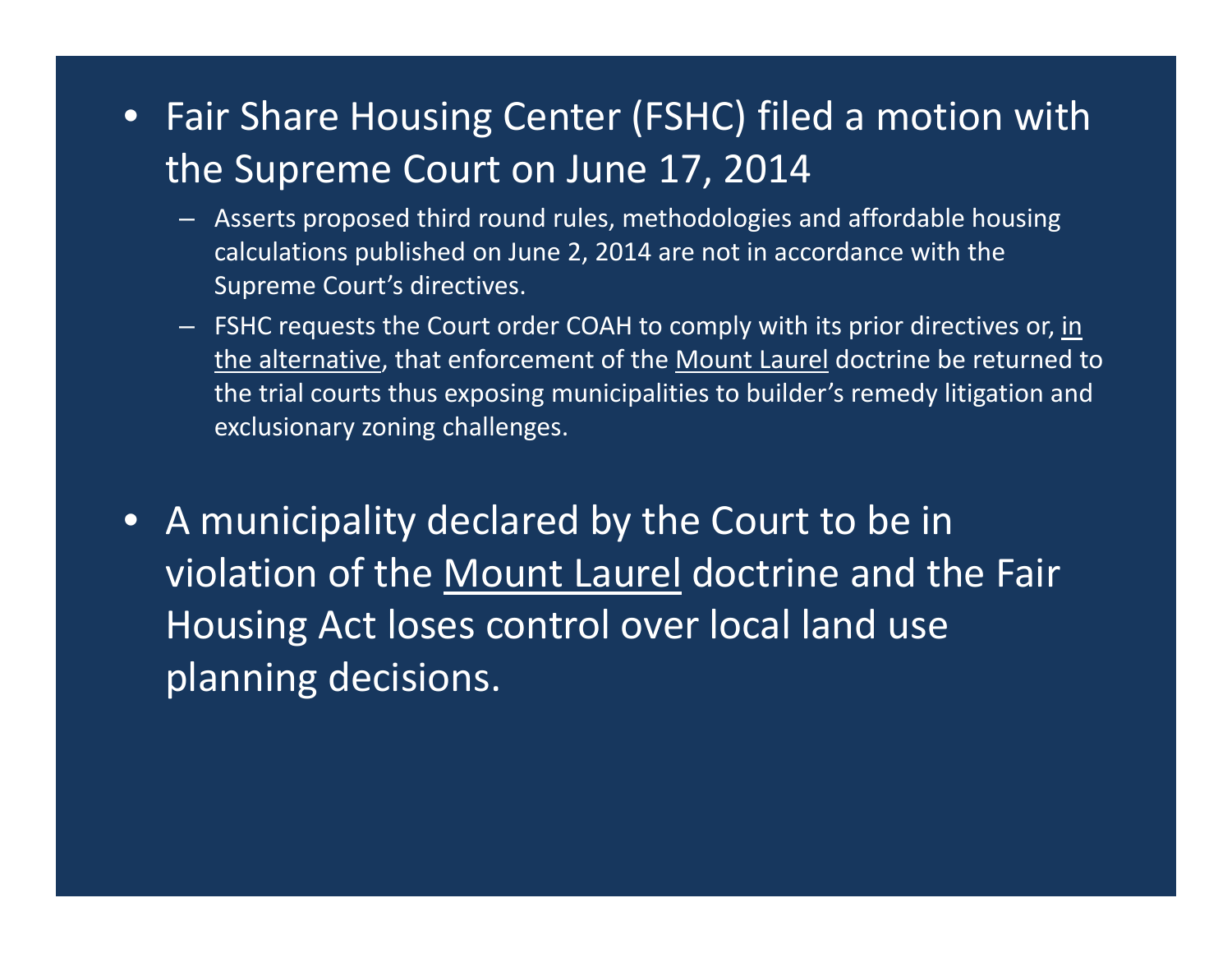- Fair Share Housing Center (FSHC) filed a motion with the Supreme Court on June 17, 2014
  - Asserts proposed third round rules, methodologies and affordable housing calculations published on June 2, 2014 are not in accordance with the Supreme Court's directives.
  - FSHC requests the Court order COAH to comply with its prior directives or, in the alternative, that enforcement of the Mount Laurel doctrine be returned to the trial courts thus exposing municipalities to builder's remedy litigation and exclusionary zoning challenges.
- A municipality declared by the Court to be in violation of the Mount Laurel doctrine and the Fair Housing Act loses control over local land use planning decisions.